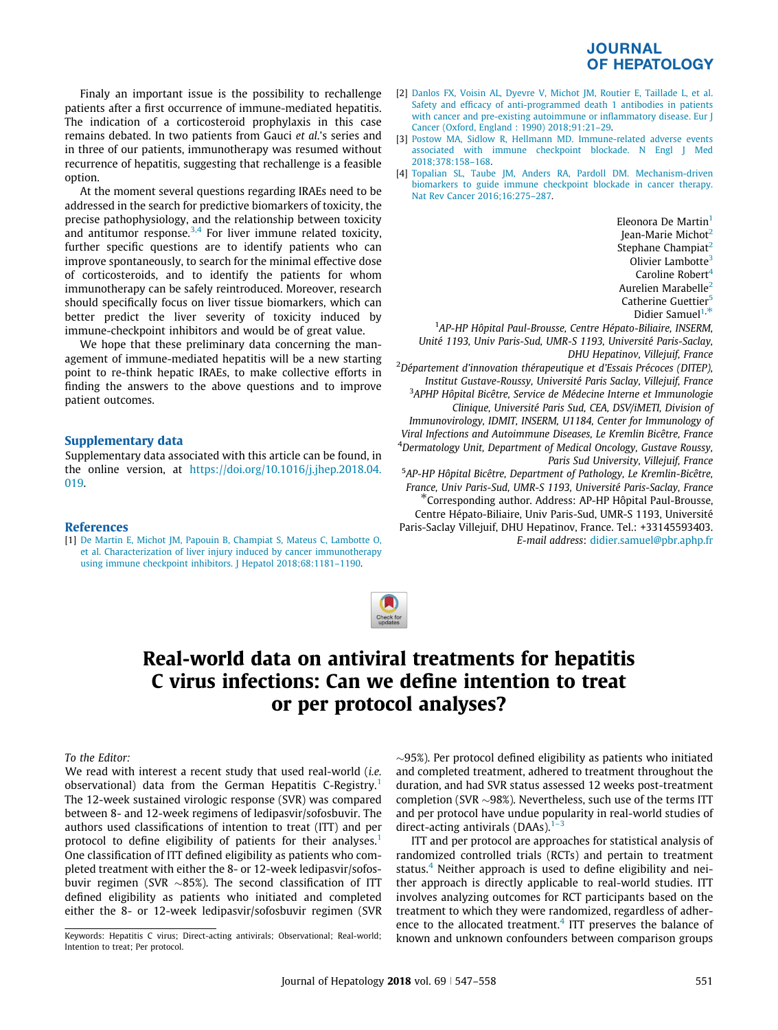Finaly an important issue is the possibility to rechallenge patients after a first occurrence of immune-mediated hepatitis. The indication of a corticosteroid prophylaxis in this case remains debated. In two patients from Gauci *et al.*'s series and in three of our patients, immunotherapy was resumed without recurrence of hepatitis, suggesting that rechallenge is a feasible option.

At the moment several questions regarding IRAEs need to be addressed in the search for predictive biomarkers of toxicity, the precise pathophysiology, and the relationship between toxicity and antitumor response.[3,4] For liver immune related toxicity, further specific questions are to identify patients who can improve spontaneously, to search for the minimal effective dose of corticosteroids, and to identify the patients for whom immunotherapy can be safely reintroduced. Moreover, research should specifically focus on liver tissue biomarkers, which can better predict the liver severity of toxicity induced by immune-checkpoint inhibitors and would be of great value.

We hope that these preliminary data concerning the management of immune-mediated hepatitis will be a new starting point to re-think hepatic IRAEs, to make collective efforts in finding the answers to the above questions and to improve patient outcomes.

## Supplementary data

Supplementary data associated with this article can be found, in the online version, at https://doi.org/10.1016/j.jhep.2018.04.019.

## References

[1] De Martin E, Michot JM, Papouin B, Champiat S, Mateus C, Lambotte O, et al. Characterization of liver injury induced by cancer immunotherapy using immune checkpoint inhibitors. J Hepatol 2018;68:1181–1190.

[2] Danlos FX, Voisin AL, Dyevre V, Michot JM, Routier E, Taillade L, et al. Safety and efficacy of anti-programmed death 1 antibodies in patients with cancer and pre-existing autoimmune or inflammatory disease. Eur J Cancer (Oxford, England : 1990) 2018;91:21–29.

[3] Postow MA, Sidlow R, Hellmann MD. Immune-related adverse events associated with immune checkpoint blockade. N Engl J Med 2018;378:158–168.

[4] Topalian SL, Taube JM, Anders RA, Pardoll DM. Mechanism-driven biomarkers to guide immune checkpoint blockade in cancer therapy. Nat Rev Cancer 2016;16:275–287.

Eleonora De Martin[1]
Jean-Marie Michot[2]
Stephane Champiat[2]
Olivier Lambotte[3]
Caroline Robert[4]
Aurelien Marabelle[2]
Catherine Guettier[5]
Didier Samuel[1,*]

[1] *AP-HP Hôpital Paul-Brousse, Centre Hépato-Biliaire, INSERM, Unité 1193, Univ Paris-Sud, UMR-S 1193, Université Paris-Saclay, DHU Hepatinov, Villejuif, France*

[2] *Département d'innovation thérapeutique et d'Essais Précoces (DITEP), Institut Gustave-Roussy, Université Paris Saclay, Villejuif, France*

[3] *APHP Hôpital Bicêtre, Service de Médecine Interne et Immunologie Clinique, Université Paris Sud, CEA, DSV/iMETI, Division of Immunovirology, IDMIT, INSERM, U1184, Center for Immunology of Viral Infections and Autoimmune Diseases, Le Kremlin Bicêtre, France*

[4] *Dermatology Unit, Department of Medical Oncology, Gustave Roussy, Paris Sud University, Villejuif, France*

[5] *AP-HP Hôpital Bicêtre, Department of Pathology, Le Kremlin-Bicêtre, France, Univ Paris-Sud, UMR-S 1193, Université Paris-Saclay, France*

[*] Corresponding author. Address: AP-HP Hôpital Paul-Brousse, Centre Hépato-Biliaire, Univ Paris-Sud, UMR-S 1193, Université Paris-Saclay Villejuif, DHU Hepatinov, France. Tel.: +33145593403. *E-mail address*: didier.samuel@pbr.aphp.fr

# Real-world data on antiviral treatments for hepatitis C virus infections: Can we define intention to treat or per protocol analyses?

*To the Editor:*

We read with interest a recent study that used real-world (*i.e.* observational) data from the German Hepatitis C-Registry.[1] The 12-week sustained virologic response (SVR) was compared between 8- and 12-week regimens of ledipasvir/sofosbuvir. The authors used classifications of intention to treat (ITT) and per protocol to define eligibility of patients for their analyses.[1] One classification of ITT defined eligibility as patients who completed treatment with either the 8- or 12-week ledipasvir/sofosbuvir regimen (SVR ~85%). The second classification of ITT defined eligibility as patients who initiated and completed either the 8- or 12-week ledipasvir/sofosbuvir regimen (SVR ~95%). Per protocol defined eligibility as patients who initiated and completed treatment, adhered to treatment throughout the duration, and had SVR status assessed 12 weeks post-treatment completion (SVR ~98%). Nevertheless, such use of the terms ITT and per protocol have undue popularity in real-world studies of direct-acting antivirals (DAAs).[1–3]

ITT and per protocol are approaches for statistical analysis of randomized controlled trials (RCTs) and pertain to treatment status.[4] Neither approach is used to define eligibility and neither approach is directly applicable to real-world studies. ITT involves analyzing outcomes for RCT participants based on the treatment to which they were randomized, regardless of adherence to the allocated treatment.[4] ITT preserves the balance of known and unknown confounders between comparison groups

Keywords: Hepatitis C virus; Direct-acting antivirals; Observational; Real-world; Intention to treat; Per protocol.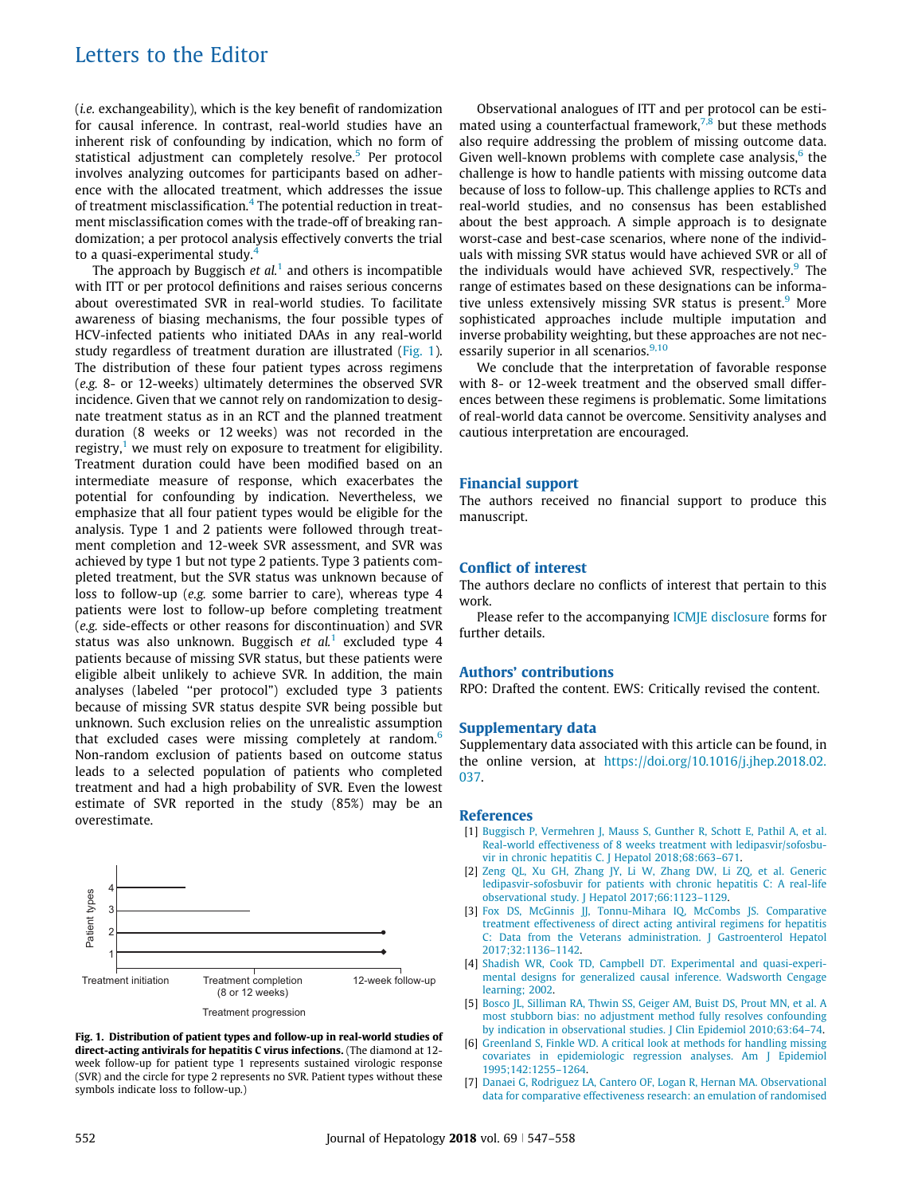(*i.e.* exchangeability), which is the key benefit of randomization for causal inference. In contrast, real-world studies have an inherent risk of confounding by indication, which no form of statistical adjustment can completely resolve.[5] Per protocol involves analyzing outcomes for participants based on adherence with the allocated treatment, which addresses the issue of treatment misclassification.[4] The potential reduction in treatment misclassification comes with the trade-off of breaking randomization; a per protocol analysis effectively converts the trial to a quasi-experimental study.[4]

The approach by Buggisch *et al.*[1] and others is incompatible with ITT or per protocol definitions and raises serious concerns about overestimated SVR in real-world studies. To facilitate awareness of biasing mechanisms, the four possible types of HCV-infected patients who initiated DAAs in any real-world study regardless of treatment duration are illustrated (Fig. 1). The distribution of these four patient types across regimens (*e.g.* 8- or 12-weeks) ultimately determines the observed SVR incidence. Given that we cannot rely on randomization to designate treatment status as in an RCT and the planned treatment duration (8 weeks or 12 weeks) was not recorded in the registry,[1] we must rely on exposure to treatment for eligibility. Treatment duration could have been modified based on an intermediate measure of response, which exacerbates the potential for confounding by indication. Nevertheless, we emphasize that all four patient types would be eligible for the analysis. Type 1 and 2 patients were followed through treatment completion and 12-week SVR assessment, and SVR was achieved by type 1 but not type 2 patients. Type 3 patients completed treatment, but the SVR status was unknown because of loss to follow-up (*e.g.* some barrier to care), whereas type 4 patients were lost to follow-up before completing treatment (*e.g.* side-effects or other reasons for discontinuation) and SVR status was also unknown. Buggisch *et al.*[1] excluded type 4 patients because of missing SVR status, but these patients were eligible albeit unlikely to achieve SVR. In addition, the main analyses (labeled "per protocol") excluded type 3 patients because of missing SVR status despite SVR being possible but unknown. Such exclusion relies on the unrealistic assumption that excluded cases were missing completely at random.[6] Non-random exclusion of patients based on outcome status leads to a selected population of patients who completed treatment and had a high probability of SVR. Even the lowest estimate of SVR reported in the study (85%) may be an overestimate.

**Fig. 1. Distribution of patient types and follow-up in real-world studies of direct-acting antivirals for hepatitis C virus infections.** (The diamond at 12-week follow-up for patient type 1 represents sustained virologic response (SVR) and the circle for type 2 represents no SVR. Patient types without these symbols indicate loss to follow-up.)

Observational analogues of ITT and per protocol can be estimated using a counterfactual framework,[7,8] but these methods also require addressing the problem of missing outcome data. Given well-known problems with complete case analysis,[6] the challenge is how to handle patients with missing outcome data because of loss to follow-up. This challenge applies to RCTs and real-world studies, and no consensus has been established about the best approach. A simple approach is to designate worst-case and best-case scenarios, where none of the individuals with missing SVR status would have achieved SVR or all of the individuals would have achieved SVR, respectively.[9] The range of estimates based on these designations can be informative unless extensively missing SVR status is present.[9] More sophisticated approaches include multiple imputation and inverse probability weighting, but these approaches are not necessarily superior in all scenarios.[9,10]

We conclude that the interpretation of favorable response with 8- or 12-week treatment and the observed small differences between these regimens is problematic. Some limitations of real-world data cannot be overcome. Sensitivity analyses and cautious interpretation are encouraged.

## Financial support

The authors received no financial support to produce this manuscript.

## Conflict of interest

The authors declare no conflicts of interest that pertain to this work.

Please refer to the accompanying ICMJE disclosure forms for further details.

## Authors' contributions

RPO: Drafted the content. EWS: Critically revised the content.

## Supplementary data

Supplementary data associated with this article can be found, in the online version, at https://doi.org/10.1016/j.jhep.2018.02.037.

## References

[1] Buggisch P, Vermehren J, Mauss S, Gunther R, Schott E, Pathil A, et al. Real-world effectiveness of 8 weeks treatment with ledipasvir/sofosbuvir in chronic hepatitis C. J Hepatol 2018;68:663–671.

[2] Zeng QL, Xu GH, Zhang JY, Li W, Zhang DW, Li ZQ, et al. Generic ledipasvir-sofosbuvir for patients with chronic hepatitis C: A real-life observational study. J Hepatol 2017;66:1123–1129.

[3] Fox DS, McGinnis JJ, Tonnu-Mihara IQ, McCombs JS. Comparative treatment effectiveness of direct acting antiviral regimens for hepatitis C: Data from the Veterans administration. J Gastroenterol Hepatol 2017;32:1136–1142.

[4] Shadish WR, Cook TD, Campbell DT. Experimental and quasi-experimental designs for generalized causal inference. Wadsworth Cengage learning; 2002.

[5] Bosco JL, Silliman RA, Thwin SS, Geiger AM, Buist DS, Prout MN, et al. A most stubborn bias: no adjustment method fully resolves confounding by indication in observational studies. J Clin Epidemiol 2010;63:64–74.

[6] Greenland S, Finkle WD. A critical look at methods for handling missing covariates in epidemiologic regression analyses. Am J Epidemiol 1995;142:1255–1264.

[7] Danaei G, Rodriguez LA, Cantero OF, Logan R, Hernan MA. Observational data for comparative effectiveness research: an emulation of randomised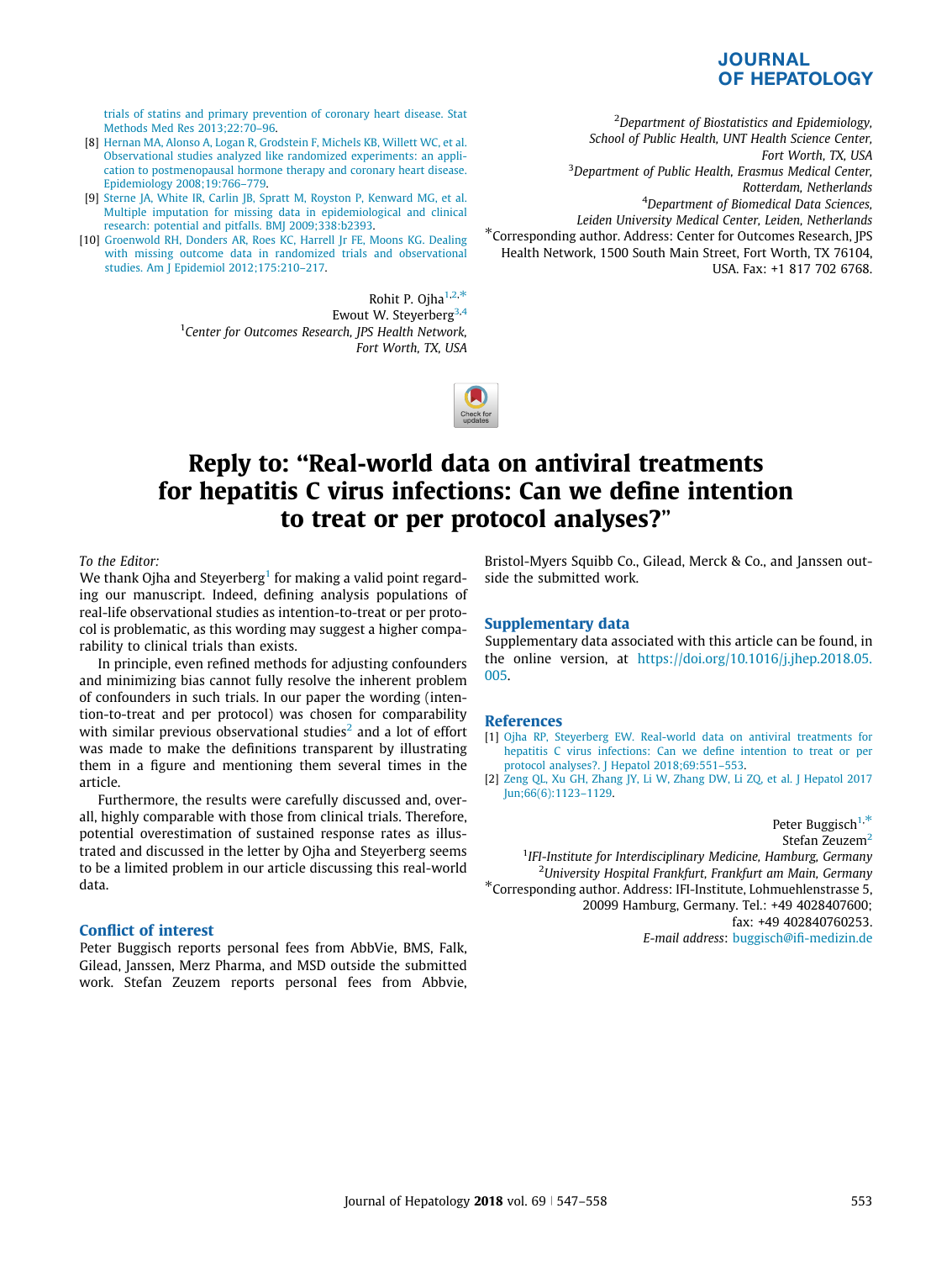trials of statins and primary prevention of coronary heart disease. Stat Methods Med Res 2013;22:70–96.

[8] Hernan MA, Alonso A, Logan R, Grodstein F, Michels KB, Willett WC, et al. Observational studies analyzed like randomized experiments: an application to postmenopausal hormone therapy and coronary heart disease. Epidemiology 2008;19:766–779.

[9] Sterne JA, White IR, Carlin JB, Spratt M, Royston P, Kenward MG, et al. Multiple imputation for missing data in epidemiological and clinical research: potential and pitfalls. BMJ 2009;338:b2393.

[10] Groenwold RH, Donders AR, Roes KC, Harrell Jr FE, Moons KG. Dealing with missing outcome data in randomized trials and observational studies. Am J Epidemiol 2012;175:210–217.

Rohit P. Ojha[1,2,*]
Ewout W. Steyerberg[3,4]

[1]*Center for Outcomes Research, JPS Health Network, Fort Worth, TX, USA*

[2]*Department of Biostatistics and Epidemiology, School of Public Health, UNT Health Science Center, Fort Worth, TX, USA*

[3]*Department of Public Health, Erasmus Medical Center, Rotterdam, Netherlands*

[4]*Department of Biomedical Data Sciences, Leiden University Medical Center, Leiden, Netherlands*

*Corresponding author. Address: Center for Outcomes Research, JPS Health Network, 1500 South Main Street, Fort Worth, TX 76104, USA. Fax: +1 817 702 6768.

# Reply to: "Real-world data on antiviral treatments for hepatitis C virus infections: Can we define intention to treat or per protocol analyses?"

*To the Editor:*

We thank Ojha and Steyerberg[1] for making a valid point regarding our manuscript. Indeed, defining analysis populations of real-life observational studies as intention-to-treat or per protocol is problematic, as this wording may suggest a higher comparability to clinical trials than exists.

In principle, even refined methods for adjusting confounders and minimizing bias cannot fully resolve the inherent problem of confounders in such trials. In our paper the wording (intention-to-treat and per protocol) was chosen for comparability with similar previous observational studies[2] and a lot of effort was made to make the definitions transparent by illustrating them in a figure and mentioning them several times in the article.

Furthermore, the results were carefully discussed and, overall, highly comparable with those from clinical trials. Therefore, potential overestimation of sustained response rates as illustrated and discussed in the letter by Ojha and Steyerberg seems to be a limited problem in our article discussing this real-world data.

## Conflict of interest

Peter Buggisch reports personal fees from AbbVie, BMS, Falk, Gilead, Janssen, Merz Pharma, and MSD outside the submitted work. Stefan Zeuzem reports personal fees from Abbvie, Bristol-Myers Squibb Co., Gilead, Merck & Co., and Janssen outside the submitted work.

## Supplementary data

Supplementary data associated with this article can be found, in the online version, at https://doi.org/10.1016/j.jhep.2018.05.005.

## References

[1] Ojha RP, Steyerberg EW. Real-world data on antiviral treatments for hepatitis C virus infections: Can we define intention to treat or per protocol analyses?. J Hepatol 2018;69:551–553.

[2] Zeng QL, Xu GH, Zhang JY, Li W, Zhang DW, Li ZQ, et al. J Hepatol 2017 Jun;66(6):1123–1129.

Peter Buggisch[1,*]
Stefan Zeuzem[2]

[1]*IFI-Institute for Interdisciplinary Medicine, Hamburg, Germany*

[2]*University Hospital Frankfurt, Frankfurt am Main, Germany*

*Corresponding author. Address: IFI-Institute, Lohmuehlenstrasse 5, 20099 Hamburg, Germany. Tel.: +49 4028407600; fax: +49 402840760253.

*E-mail address:* buggisch@ifi-medizin.de